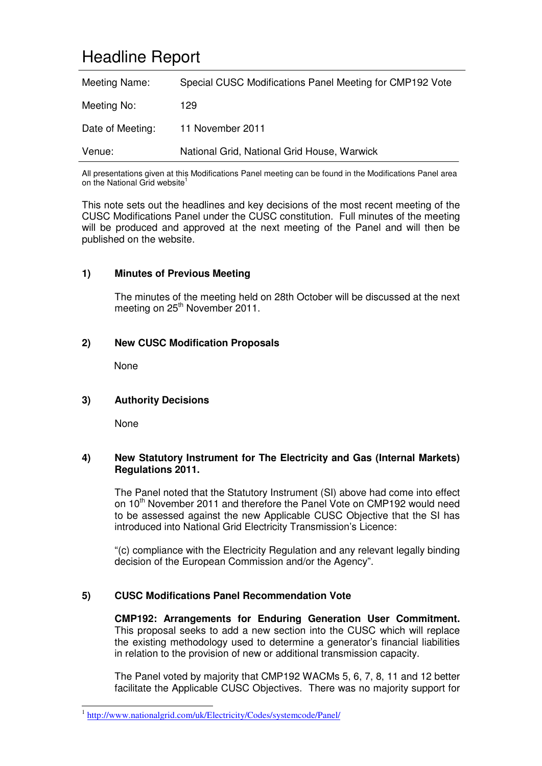# Headline Report

| Meeting Name: | Special CUSC Modifications Panel Meeting for CMP192 Vote |
|---|---|
| Meeting No: | 129 |
| Date of Meeting: | 11 November 2011 |
| Venue: | National Grid, National Grid House, Warwick |

All presentations given at this Modifications Panel meeting can be found in the Modifications Panel area on the National Grid website[1]

This note sets out the headlines and key decisions of the most recent meeting of the CUSC Modifications Panel under the CUSC constitution. Full minutes of the meeting will be produced and approved at the next meeting of the Panel and will then be published on the website.

**1) Minutes of Previous Meeting**

The minutes of the meeting held on 28th October will be discussed at the next meeting on 25th November 2011.

**2) New CUSC Modification Proposals**

None

**3) Authority Decisions**

None

**4) New Statutory Instrument for The Electricity and Gas (Internal Markets) Regulations 2011.**

The Panel noted that the Statutory Instrument (SI) above had come into effect on 10th November 2011 and therefore the Panel Vote on CMP192 would need to be assessed against the new Applicable CUSC Objective that the SI has introduced into National Grid Electricity Transmission's Licence:

"(c) compliance with the Electricity Regulation and any relevant legally binding decision of the European Commission and/or the Agency".

**5) CUSC Modifications Panel Recommendation Vote**

**CMP192: Arrangements for Enduring Generation User Commitment.** This proposal seeks to add a new section into the CUSC which will replace the existing methodology used to determine a generator's financial liabilities in relation to the provision of new or additional transmission capacity.

The Panel voted by majority that CMP192 WACMs 5, 6, 7, 8, 11 and 12 better facilitate the Applicable CUSC Objectives. There was no majority support for

[1] http://www.nationalgrid.com/uk/Electricity/Codes/systemcode/Panel/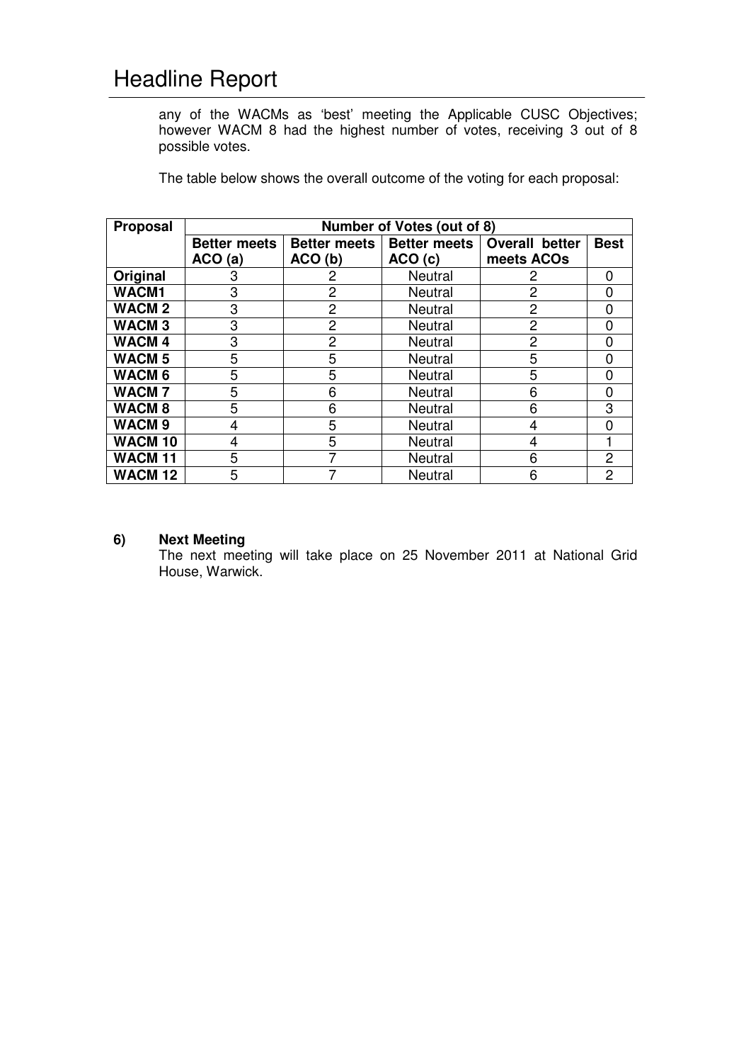any of the WACMs as 'best' meeting the Applicable CUSC Objectives; however WACM 8 had the highest number of votes, receiving 3 out of 8 possible votes.

The table below shows the overall outcome of the voting for each proposal:

| Proposal | Number of Votes (out of 8) | | | | |
|---|---|---|---|---|---|
| | Better meets ACO (a) | Better meets ACO (b) | Better meets ACO (c) | Overall better meets ACOs | Best |
| **Original** | 3 | 2 | Neutral | 2 | 0 |
| **WACM1** | 3 | 2 | Neutral | 2 | 0 |
| **WACM 2** | 3 | 2 | Neutral | 2 | 0 |
| **WACM 3** | 3 | 2 | Neutral | 2 | 0 |
| **WACM 4** | 3 | 2 | Neutral | 2 | 0 |
| **WACM 5** | 5 | 5 | Neutral | 5 | 0 |
| **WACM 6** | 5 | 5 | Neutral | 5 | 0 |
| **WACM 7** | 5 | 6 | Neutral | 6 | 0 |
| **WACM 8** | 5 | 6 | Neutral | 6 | 3 |
| **WACM 9** | 4 | 5 | Neutral | 4 | 0 |
| **WACM 10** | 4 | 5 | Neutral | 4 | 1 |
| **WACM 11** | 5 | 7 | Neutral | 6 | 2 |
| **WACM 12** | 5 | 7 | Neutral | 6 | 2 |

**6) Next Meeting**

The next meeting will take place on 25 November 2011 at National Grid House, Warwick.